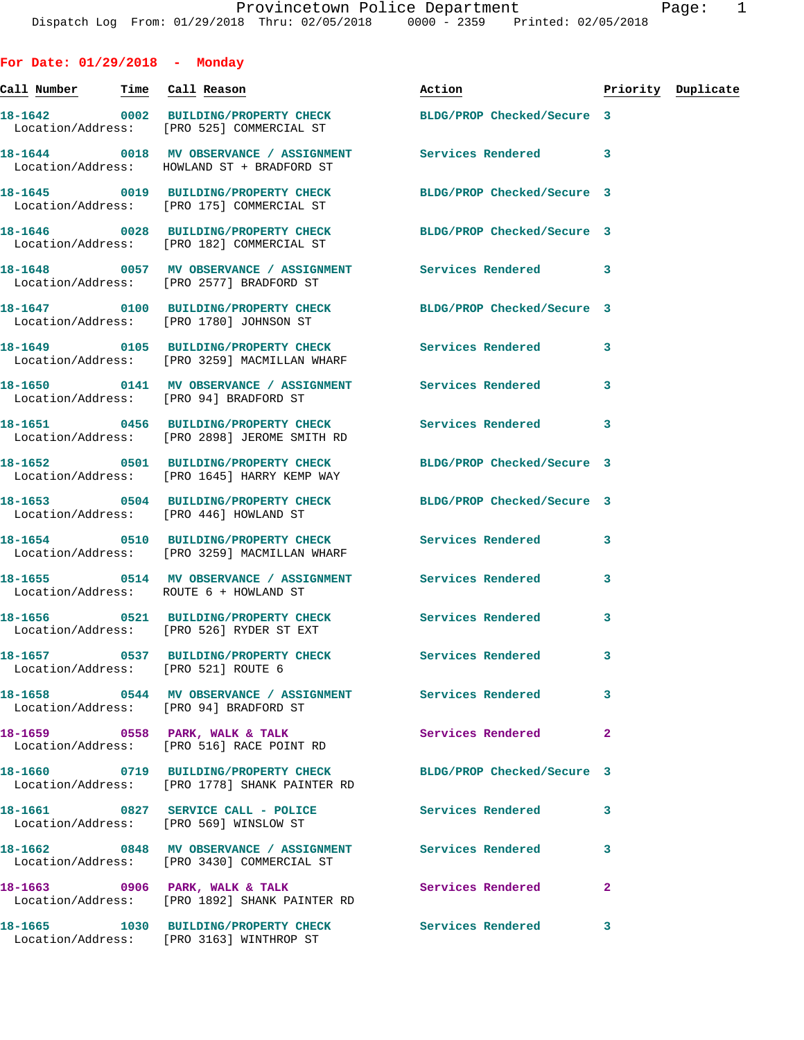Provincetown Police Department
Dispatch Log From: 01/29/2018 Thru: 02/05/2018 0000 - 2359 Printed: 02/05/2018

## For Date: 01/29/2018 - Monday

| Call Number | Time | Call Reason | Action | Priority | Duplicate |
|---|---|---|---|---|---|
| 18-1642 | 0002 | BUILDING/PROPERTY CHECK | BLDG/PROP Checked/Secure | 3 | |
| Location/Address: | | [PRO 525] COMMERCIAL ST | | | |
| 18-1644 | 0018 | MV OBSERVANCE / ASSIGNMENT | Services Rendered | 3 | |
| Location/Address: | | HOWLAND ST + BRADFORD ST | | | |
| 18-1645 | 0019 | BUILDING/PROPERTY CHECK | BLDG/PROP Checked/Secure | 3 | |
| Location/Address: | | [PRO 175] COMMERCIAL ST | | | |
| 18-1646 | 0028 | BUILDING/PROPERTY CHECK | BLDG/PROP Checked/Secure | 3 | |
| Location/Address: | | [PRO 182] COMMERCIAL ST | | | |
| 18-1648 | 0057 | MV OBSERVANCE / ASSIGNMENT | Services Rendered | 3 | |
| Location/Address: | | [PRO 2577] BRADFORD ST | | | |
| 18-1647 | 0100 | BUILDING/PROPERTY CHECK | BLDG/PROP Checked/Secure | 3 | |
| Location/Address: | | [PRO 1780] JOHNSON ST | | | |
| 18-1649 | 0105 | BUILDING/PROPERTY CHECK | Services Rendered | 3 | |
| Location/Address: | | [PRO 3259] MACMILLAN WHARF | | | |
| 18-1650 | 0141 | MV OBSERVANCE / ASSIGNMENT | Services Rendered | 3 | |
| Location/Address: | | [PRO 94] BRADFORD ST | | | |
| 18-1651 | 0456 | BUILDING/PROPERTY CHECK | Services Rendered | 3 | |
| Location/Address: | | [PRO 2898] JEROME SMITH RD | | | |
| 18-1652 | 0501 | BUILDING/PROPERTY CHECK | BLDG/PROP Checked/Secure | 3 | |
| Location/Address: | | [PRO 1645] HARRY KEMP WAY | | | |
| 18-1653 | 0504 | BUILDING/PROPERTY CHECK | BLDG/PROP Checked/Secure | 3 | |
| Location/Address: | | [PRO 446] HOWLAND ST | | | |
| 18-1654 | 0510 | BUILDING/PROPERTY CHECK | Services Rendered | 3 | |
| Location/Address: | | [PRO 3259] MACMILLAN WHARF | | | |
| 18-1655 | 0514 | MV OBSERVANCE / ASSIGNMENT | Services Rendered | 3 | |
| Location/Address: | | ROUTE 6 + HOWLAND ST | | | |
| 18-1656 | 0521 | BUILDING/PROPERTY CHECK | Services Rendered | 3 | |
| Location/Address: | | [PRO 526] RYDER ST EXT | | | |
| 18-1657 | 0537 | BUILDING/PROPERTY CHECK | Services Rendered | 3 | |
| Location/Address: | | [PRO 521] ROUTE 6 | | | |
| 18-1658 | 0544 | MV OBSERVANCE / ASSIGNMENT | Services Rendered | 3 | |
| Location/Address: | | [PRO 94] BRADFORD ST | | | |
| 18-1659 | 0558 | PARK, WALK & TALK | Services Rendered | 2 | |
| Location/Address: | | [PRO 516] RACE POINT RD | | | |
| 18-1660 | 0719 | BUILDING/PROPERTY CHECK | BLDG/PROP Checked/Secure | 3 | |
| Location/Address: | | [PRO 1778] SHANK PAINTER RD | | | |
| 18-1661 | 0827 | SERVICE CALL - POLICE | Services Rendered | 3 | |
| Location/Address: | | [PRO 569] WINSLOW ST | | | |
| 18-1662 | 0848 | MV OBSERVANCE / ASSIGNMENT | Services Rendered | 3 | |
| Location/Address: | | [PRO 3430] COMMERCIAL ST | | | |
| 18-1663 | 0906 | PARK, WALK & TALK | Services Rendered | 2 | |
| Location/Address: | | [PRO 1892] SHANK PAINTER RD | | | |
| 18-1665 | 1030 | BUILDING/PROPERTY CHECK | Services Rendered | 3 | |
| Location/Address: | | [PRO 3163] WINTHROP ST | | | |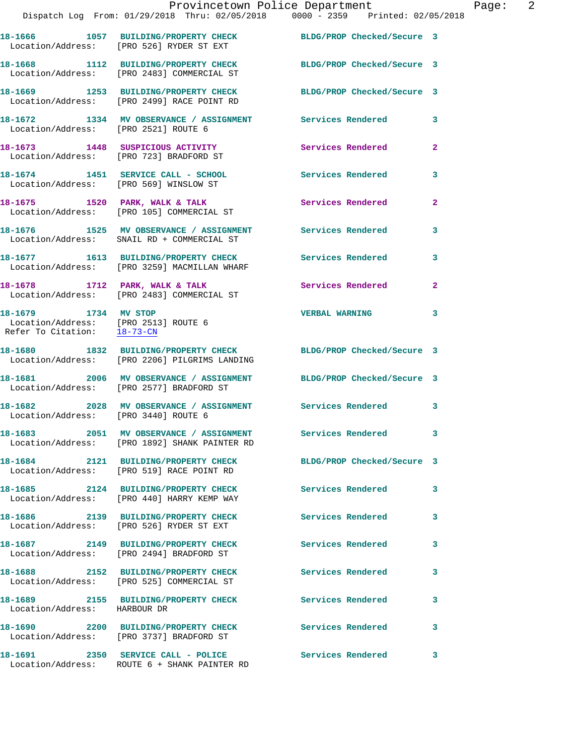18-1666 1057 BUILDING/PROPERTY CHECK BLDG/PROP Checked/Secure 3
Location/Address: [PRO 526] RYDER ST EXT

18-1668 1112 BUILDING/PROPERTY CHECK BLDG/PROP Checked/Secure 3
Location/Address: [PRO 2483] COMMERCIAL ST

18-1669 1253 BUILDING/PROPERTY CHECK BLDG/PROP Checked/Secure 3
Location/Address: [PRO 2499] RACE POINT RD

18-1672 1334 MV OBSERVANCE / ASSIGNMENT Services Rendered 3
Location/Address: [PRO 2521] ROUTE 6

18-1673 1448 SUSPICIOUS ACTIVITY Services Rendered 2
Location/Address: [PRO 723] BRADFORD ST

18-1674 1451 SERVICE CALL - SCHOOL Services Rendered 3
Location/Address: [PRO 569] WINSLOW ST

18-1675 1520 PARK, WALK & TALK Services Rendered 2
Location/Address: [PRO 105] COMMERCIAL ST

18-1676 1525 MV OBSERVANCE / ASSIGNMENT Services Rendered 3
Location/Address: SNAIL RD + COMMERCIAL ST

18-1677 1613 BUILDING/PROPERTY CHECK Services Rendered 3
Location/Address: [PRO 3259] MACMILLAN WHARF

18-1678 1712 PARK, WALK & TALK Services Rendered 2
Location/Address: [PRO 2483] COMMERCIAL ST

18-1679 1734 MV STOP VERBAL WARNING 3
Location/Address: [PRO 2513] ROUTE 6
Refer To Citation: 18-73-CN

18-1680 1832 BUILDING/PROPERTY CHECK BLDG/PROP Checked/Secure 3
Location/Address: [PRO 2206] PILGRIMS LANDING

18-1681 2006 MV OBSERVANCE / ASSIGNMENT BLDG/PROP Checked/Secure 3
Location/Address: [PRO 2577] BRADFORD ST

18-1682 2028 MV OBSERVANCE / ASSIGNMENT Services Rendered 3
Location/Address: [PRO 3440] ROUTE 6

18-1683 2051 MV OBSERVANCE / ASSIGNMENT Services Rendered 3
Location/Address: [PRO 1892] SHANK PAINTER RD

18-1684 2121 BUILDING/PROPERTY CHECK BLDG/PROP Checked/Secure 3
Location/Address: [PRO 519] RACE POINT RD

18-1685 2124 BUILDING/PROPERTY CHECK Services Rendered 3
Location/Address: [PRO 440] HARRY KEMP WAY

18-1686 2139 BUILDING/PROPERTY CHECK Services Rendered 3
Location/Address: [PRO 526] RYDER ST EXT

18-1687 2149 BUILDING/PROPERTY CHECK Services Rendered 3
Location/Address: [PRO 2494] BRADFORD ST

18-1688 2152 BUILDING/PROPERTY CHECK Services Rendered 3
Location/Address: [PRO 525] COMMERCIAL ST

18-1689 2155 BUILDING/PROPERTY CHECK Services Rendered 3
Location/Address: HARBOUR DR

18-1690 2200 BUILDING/PROPERTY CHECK Services Rendered 3
Location/Address: [PRO 3737] BRADFORD ST

18-1691 2350 SERVICE CALL - POLICE Services Rendered 3
Location/Address: ROUTE 6 + SHANK PAINTER RD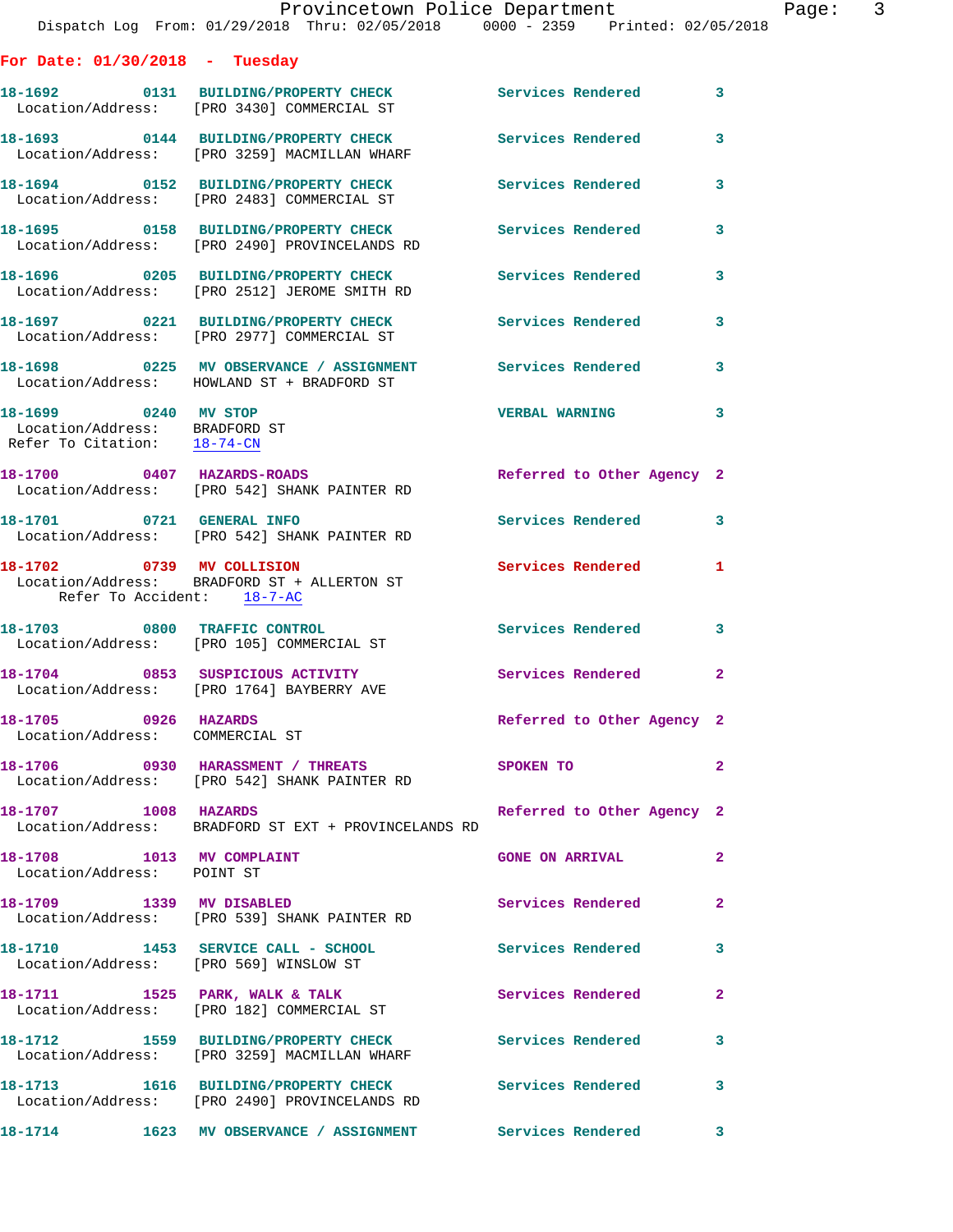**For Date: 01/30/2018 - Tuesday**

```
18-1692        0131  BUILDING/PROPERTY CHECK          Services Rendered        3
  Location/Address:    [PRO 3430] COMMERCIAL ST

18-1693        0144  BUILDING/PROPERTY CHECK          Services Rendered        3
  Location/Address:    [PRO 3259] MACMILLAN WHARF

18-1694        0152  BUILDING/PROPERTY CHECK          Services Rendered        3
  Location/Address:    [PRO 2483] COMMERCIAL ST

18-1695        0158  BUILDING/PROPERTY CHECK          Services Rendered        3
  Location/Address:    [PRO 2490] PROVINCELANDS RD

18-1696        0205  BUILDING/PROPERTY CHECK          Services Rendered        3
  Location/Address:    [PRO 2512] JEROME SMITH RD

18-1697        0221  BUILDING/PROPERTY CHECK          Services Rendered        3
  Location/Address:    [PRO 2977] COMMERCIAL ST

18-1698        0225  MV OBSERVANCE / ASSIGNMENT       Services Rendered        3
  Location/Address:    HOWLAND ST + BRADFORD ST

18-1699        0240  MV STOP                          VERBAL WARNING           3
  Location/Address:    BRADFORD ST
 Refer To Citation:    18-74-CN

18-1700        0407  HAZARDS-ROADS                    Referred to Other Agency  2
  Location/Address:    [PRO 542] SHANK PAINTER RD

18-1701        0721  GENERAL INFO                     Services Rendered        3
  Location/Address:    [PRO 542] SHANK PAINTER RD

18-1702        0739  MV COLLISION                     Services Rendered        1
  Location/Address:    BRADFORD ST + ALLERTON ST
       Refer To Accident:    18-7-AC

18-1703        0800  TRAFFIC CONTROL                  Services Rendered        3
  Location/Address:    [PRO 105] COMMERCIAL ST

18-1704        0853  SUSPICIOUS ACTIVITY              Services Rendered        2
  Location/Address:    [PRO 1764] BAYBERRY AVE

18-1705        0926  HAZARDS                          Referred to Other Agency  2
  Location/Address:    COMMERCIAL ST

18-1706        0930  HARASSMENT / THREATS             SPOKEN TO                2
  Location/Address:    [PRO 542] SHANK PAINTER RD

18-1707        1008  HAZARDS                          Referred to Other Agency  2
  Location/Address:    BRADFORD ST EXT + PROVINCELANDS RD

18-1708        1013  MV COMPLAINT                     GONE ON ARRIVAL          2
  Location/Address:    POINT ST

18-1709        1339  MV DISABLED                      Services Rendered        2
  Location/Address:    [PRO 539] SHANK PAINTER RD

18-1710        1453  SERVICE CALL - SCHOOL            Services Rendered        3
  Location/Address:    [PRO 569] WINSLOW ST

18-1711        1525  PARK, WALK & TALK                Services Rendered        2
  Location/Address:    [PRO 182] COMMERCIAL ST

18-1712        1559  BUILDING/PROPERTY CHECK          Services Rendered        3
  Location/Address:    [PRO 3259] MACMILLAN WHARF

18-1713        1616  BUILDING/PROPERTY CHECK          Services Rendered        3
  Location/Address:    [PRO 2490] PROVINCELANDS RD

18-1714        1623  MV OBSERVANCE / ASSIGNMENT       Services Rendered        3
```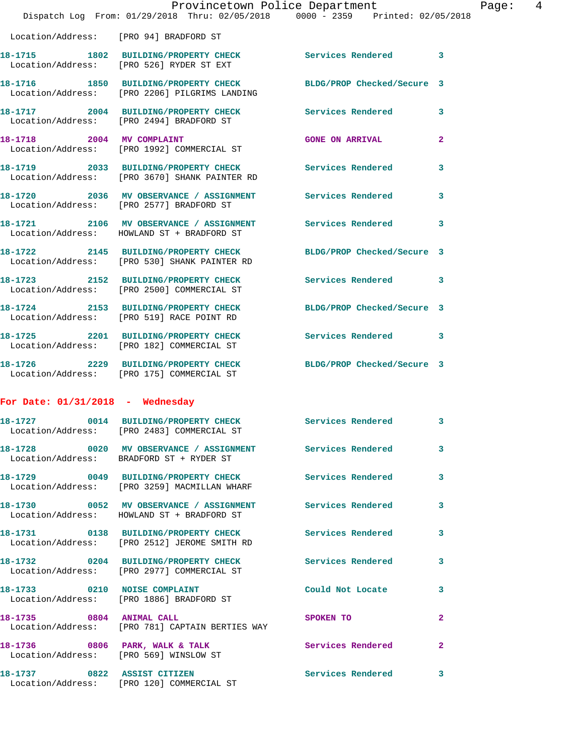Location/Address: [PRO 94] BRADFORD ST

**18-1715** 1802 **BUILDING/PROPERTY CHECK** Services Rendered 3
Location/Address: [PRO 526] RYDER ST EXT

**18-1716** 1850 **BUILDING/PROPERTY CHECK** BLDG/PROP Checked/Secure 3
Location/Address: [PRO 2206] PILGRIMS LANDING

**18-1717** 2004 **BUILDING/PROPERTY CHECK** Services Rendered 3
Location/Address: [PRO 2494] BRADFORD ST

**18-1718** 2004 **MV COMPLAINT** GONE ON ARRIVAL 2
Location/Address: [PRO 1992] COMMERCIAL ST

**18-1719** 2033 **BUILDING/PROPERTY CHECK** Services Rendered 3
Location/Address: [PRO 3670] SHANK PAINTER RD

**18-1720** 2036 **MV OBSERVANCE / ASSIGNMENT** Services Rendered 3
Location/Address: [PRO 2577] BRADFORD ST

**18-1721** 2106 **MV OBSERVANCE / ASSIGNMENT** Services Rendered 3
Location/Address: HOWLAND ST + BRADFORD ST

**18-1722** 2145 **BUILDING/PROPERTY CHECK** BLDG/PROP Checked/Secure 3
Location/Address: [PRO 530] SHANK PAINTER RD

**18-1723** 2152 **BUILDING/PROPERTY CHECK** Services Rendered 3
Location/Address: [PRO 2500] COMMERCIAL ST

**18-1724** 2153 **BUILDING/PROPERTY CHECK** BLDG/PROP Checked/Secure 3
Location/Address: [PRO 519] RACE POINT RD

**18-1725** 2201 **BUILDING/PROPERTY CHECK** Services Rendered 3
Location/Address: [PRO 182] COMMERCIAL ST

**18-1726** 2229 **BUILDING/PROPERTY CHECK** BLDG/PROP Checked/Secure 3
Location/Address: [PRO 175] COMMERCIAL ST

## For Date: 01/31/2018 - Wednesday

**18-1727** 0014 **BUILDING/PROPERTY CHECK** Services Rendered 3
Location/Address: [PRO 2483] COMMERCIAL ST

**18-1728** 0020 **MV OBSERVANCE / ASSIGNMENT** Services Rendered 3
Location/Address: BRADFORD ST + RYDER ST

**18-1729** 0049 **BUILDING/PROPERTY CHECK** Services Rendered 3
Location/Address: [PRO 3259] MACMILLAN WHARF

**18-1730** 0052 **MV OBSERVANCE / ASSIGNMENT** Services Rendered 3
Location/Address: HOWLAND ST + BRADFORD ST

**18-1731** 0138 **BUILDING/PROPERTY CHECK** Services Rendered 3
Location/Address: [PRO 2512] JEROME SMITH RD

**18-1732** 0204 **BUILDING/PROPERTY CHECK** Services Rendered 3
Location/Address: [PRO 2977] COMMERCIAL ST

**18-1733** 0210 **NOISE COMPLAINT** Could Not Locate 3
Location/Address: [PRO 1886] BRADFORD ST

**18-1735** 0804 **ANIMAL CALL** SPOKEN TO 2
Location/Address: [PRO 781] CAPTAIN BERTIES WAY

**18-1736** 0806 **PARK, WALK & TALK** Services Rendered 2
Location/Address: [PRO 569] WINSLOW ST

**18-1737** 0822 **ASSIST CITIZEN** Services Rendered 3
Location/Address: [PRO 120] COMMERCIAL ST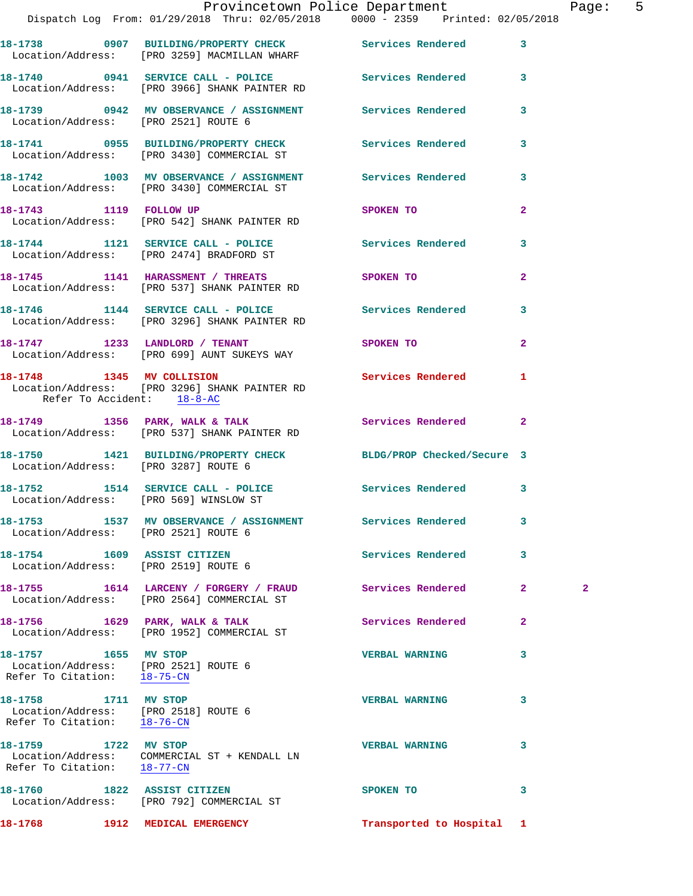18-1738 0907 BUILDING/PROPERTY CHECK Services Rendered 3
Location/Address: [PRO 3259] MACMILLAN WHARF

18-1740 0941 SERVICE CALL - POLICE Services Rendered 3
Location/Address: [PRO 3966] SHANK PAINTER RD

18-1739 0942 MV OBSERVANCE / ASSIGNMENT Services Rendered 3
Location/Address: [PRO 2521] ROUTE 6

18-1741 0955 BUILDING/PROPERTY CHECK Services Rendered 3
Location/Address: [PRO 3430] COMMERCIAL ST

18-1742 1003 MV OBSERVANCE / ASSIGNMENT Services Rendered 3
Location/Address: [PRO 3430] COMMERCIAL ST

18-1743 1119 FOLLOW UP SPOKEN TO 2
Location/Address: [PRO 542] SHANK PAINTER RD

18-1744 1121 SERVICE CALL - POLICE Services Rendered 3
Location/Address: [PRO 2474] BRADFORD ST

18-1745 1141 HARASSMENT / THREATS SPOKEN TO 2
Location/Address: [PRO 537] SHANK PAINTER RD

18-1746 1144 SERVICE CALL - POLICE Services Rendered 3
Location/Address: [PRO 3296] SHANK PAINTER RD

18-1747 1233 LANDLORD / TENANT SPOKEN TO 2
Location/Address: [PRO 699] AUNT SUKEYS WAY

18-1748 1345 MV COLLISION Services Rendered 1
Location/Address: [PRO 3296] SHANK PAINTER RD
Refer To Accident: 18-8-AC

18-1749 1356 PARK, WALK & TALK Services Rendered 2
Location/Address: [PRO 537] SHANK PAINTER RD

18-1750 1421 BUILDING/PROPERTY CHECK BLDG/PROP Checked/Secure 3
Location/Address: [PRO 3287] ROUTE 6

18-1752 1514 SERVICE CALL - POLICE Services Rendered 3
Location/Address: [PRO 569] WINSLOW ST

18-1753 1537 MV OBSERVANCE / ASSIGNMENT Services Rendered 3
Location/Address: [PRO 2521] ROUTE 6

18-1754 1609 ASSIST CITIZEN Services Rendered 3
Location/Address: [PRO 2519] ROUTE 6

18-1755 1614 LARCENY / FORGERY / FRAUD Services Rendered 2 2
Location/Address: [PRO 2564] COMMERCIAL ST

18-1756 1629 PARK, WALK & TALK Services Rendered 2
Location/Address: [PRO 1952] COMMERCIAL ST

18-1757 1655 MV STOP VERBAL WARNING 3
Location/Address: [PRO 2521] ROUTE 6
Refer To Citation: 18-75-CN

18-1758 1711 MV STOP VERBAL WARNING 3
Location/Address: [PRO 2518] ROUTE 6
Refer To Citation: 18-76-CN

18-1759 1722 MV STOP VERBAL WARNING 3
Location/Address: COMMERCIAL ST + KENDALL LN
Refer To Citation: 18-77-CN

18-1760 1822 ASSIST CITIZEN SPOKEN TO 3
Location/Address: [PRO 792] COMMERCIAL ST

18-1768 1912 MEDICAL EMERGENCY Transported to Hospital 1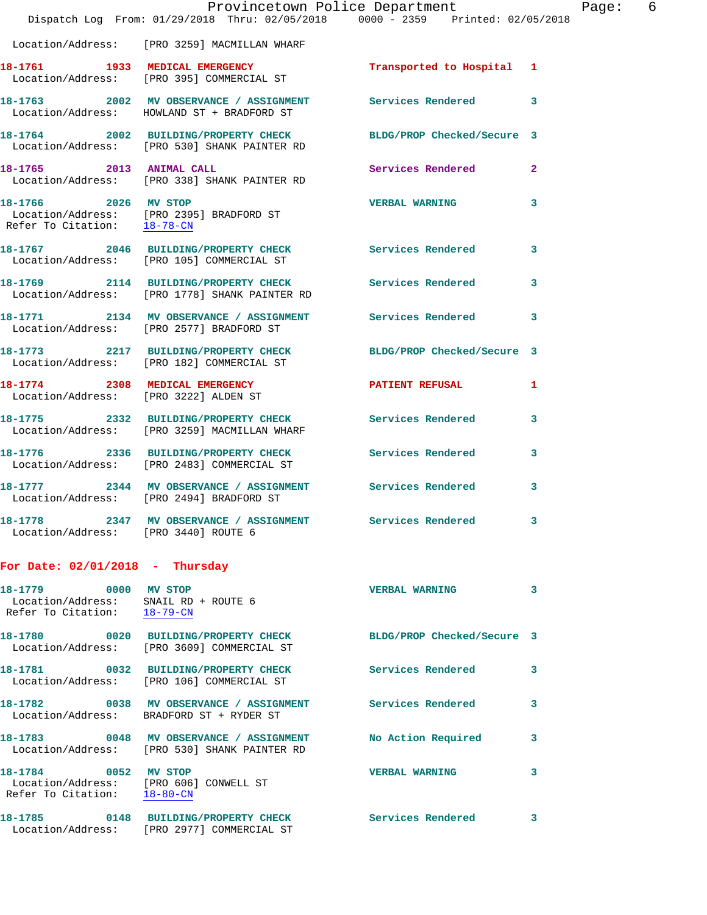Location/Address: [PRO 3259] MACMILLAN WHARF

**18-1761** 1933 **MEDICAL EMERGENCY** Transported to Hospital 1
Location/Address: [PRO 395] COMMERCIAL ST

**18-1763** 2002 **MV OBSERVANCE / ASSIGNMENT** Services Rendered 3
Location/Address: HOWLAND ST + BRADFORD ST

**18-1764** 2002 **BUILDING/PROPERTY CHECK** BLDG/PROP Checked/Secure 3
Location/Address: [PRO 530] SHANK PAINTER RD

**18-1765** 2013 **ANIMAL CALL** Services Rendered 2
Location/Address: [PRO 338] SHANK PAINTER RD

**18-1766** 2026 **MV STOP** VERBAL WARNING 3
Location/Address: [PRO 2395] BRADFORD ST
Refer To Citation: 18-78-CN

**18-1767** 2046 **BUILDING/PROPERTY CHECK** Services Rendered 3
Location/Address: [PRO 105] COMMERCIAL ST

**18-1769** 2114 **BUILDING/PROPERTY CHECK** Services Rendered 3
Location/Address: [PRO 1778] SHANK PAINTER RD

**18-1771** 2134 **MV OBSERVANCE / ASSIGNMENT** Services Rendered 3
Location/Address: [PRO 2577] BRADFORD ST

**18-1773** 2217 **BUILDING/PROPERTY CHECK** BLDG/PROP Checked/Secure 3
Location/Address: [PRO 182] COMMERCIAL ST

**18-1774** 2308 **MEDICAL EMERGENCY** PATIENT REFUSAL 1
Location/Address: [PRO 3222] ALDEN ST

**18-1775** 2332 **BUILDING/PROPERTY CHECK** Services Rendered 3
Location/Address: [PRO 3259] MACMILLAN WHARF

**18-1776** 2336 **BUILDING/PROPERTY CHECK** Services Rendered 3
Location/Address: [PRO 2483] COMMERCIAL ST

**18-1777** 2344 **MV OBSERVANCE / ASSIGNMENT** Services Rendered 3
Location/Address: [PRO 2494] BRADFORD ST

**18-1778** 2347 **MV OBSERVANCE / ASSIGNMENT** Services Rendered 3
Location/Address: [PRO 3440] ROUTE 6

## For Date: 02/01/2018 - Thursday

**18-1779** 0000 **MV STOP** VERBAL WARNING 3
Location/Address: SNAIL RD + ROUTE 6
Refer To Citation: 18-79-CN

**18-1780** 0020 **BUILDING/PROPERTY CHECK** BLDG/PROP Checked/Secure 3
Location/Address: [PRO 3609] COMMERCIAL ST

**18-1781** 0032 **BUILDING/PROPERTY CHECK** Services Rendered 3
Location/Address: [PRO 106] COMMERCIAL ST

**18-1782** 0038 **MV OBSERVANCE / ASSIGNMENT** Services Rendered 3
Location/Address: BRADFORD ST + RYDER ST

**18-1783** 0048 **MV OBSERVANCE / ASSIGNMENT** No Action Required 3
Location/Address: [PRO 530] SHANK PAINTER RD

**18-1784** 0052 **MV STOP** VERBAL WARNING 3
Location/Address: [PRO 606] CONWELL ST
Refer To Citation: 18-80-CN

**18-1785** 0148 **BUILDING/PROPERTY CHECK** Services Rendered 3
Location/Address: [PRO 2977] COMMERCIAL ST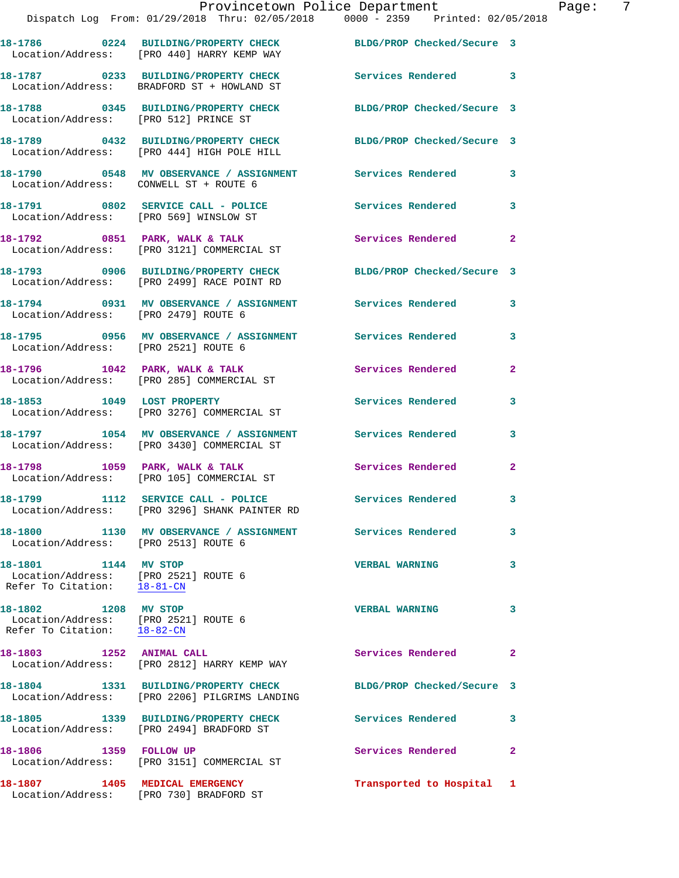**18-1786** 0224 **BUILDING/PROPERTY CHECK** BLDG/PROP Checked/Secure 3
Location/Address: [PRO 440] HARRY KEMP WAY

**18-1787** 0233 **BUILDING/PROPERTY CHECK** Services Rendered 3
Location/Address: BRADFORD ST + HOWLAND ST

**18-1788** 0345 **BUILDING/PROPERTY CHECK** BLDG/PROP Checked/Secure 3
Location/Address: [PRO 512] PRINCE ST

**18-1789** 0432 **BUILDING/PROPERTY CHECK** BLDG/PROP Checked/Secure 3
Location/Address: [PRO 444] HIGH POLE HILL

**18-1790** 0548 **MV OBSERVANCE / ASSIGNMENT** Services Rendered 3
Location/Address: CONWELL ST + ROUTE 6

**18-1791** 0802 **SERVICE CALL - POLICE** Services Rendered 3
Location/Address: [PRO 569] WINSLOW ST

**18-1792** 0851 **PARK, WALK & TALK** Services Rendered 2
Location/Address: [PRO 3121] COMMERCIAL ST

**18-1793** 0906 **BUILDING/PROPERTY CHECK** BLDG/PROP Checked/Secure 3
Location/Address: [PRO 2499] RACE POINT RD

**18-1794** 0931 **MV OBSERVANCE / ASSIGNMENT** Services Rendered 3
Location/Address: [PRO 2479] ROUTE 6

**18-1795** 0956 **MV OBSERVANCE / ASSIGNMENT** Services Rendered 3
Location/Address: [PRO 2521] ROUTE 6

**18-1796** 1042 **PARK, WALK & TALK** Services Rendered 2
Location/Address: [PRO 285] COMMERCIAL ST

**18-1853** 1049 **LOST PROPERTY** Services Rendered 3
Location/Address: [PRO 3276] COMMERCIAL ST

**18-1797** 1054 **MV OBSERVANCE / ASSIGNMENT** Services Rendered 3
Location/Address: [PRO 3430] COMMERCIAL ST

**18-1798** 1059 **PARK, WALK & TALK** Services Rendered 2
Location/Address: [PRO 105] COMMERCIAL ST

**18-1799** 1112 **SERVICE CALL - POLICE** Services Rendered 3
Location/Address: [PRO 3296] SHANK PAINTER RD

**18-1800** 1130 **MV OBSERVANCE / ASSIGNMENT** Services Rendered 3
Location/Address: [PRO 2513] ROUTE 6

**18-1801** 1144 **MV STOP** VERBAL WARNING 3
Location/Address: [PRO 2521] ROUTE 6
Refer To Citation: 18-81-CN

**18-1802** 1208 **MV STOP** VERBAL WARNING 3
Location/Address: [PRO 2521] ROUTE 6
Refer To Citation: 18-82-CN

**18-1803** 1252 **ANIMAL CALL** Services Rendered 2
Location/Address: [PRO 2812] HARRY KEMP WAY

**18-1804** 1331 **BUILDING/PROPERTY CHECK** BLDG/PROP Checked/Secure 3
Location/Address: [PRO 2206] PILGRIMS LANDING

**18-1805** 1339 **BUILDING/PROPERTY CHECK** Services Rendered 3
Location/Address: [PRO 2494] BRADFORD ST

**18-1806** 1359 **FOLLOW UP** Services Rendered 2
Location/Address: [PRO 3151] COMMERCIAL ST

**18-1807** 1405 **MEDICAL EMERGENCY** Transported to Hospital 1
Location/Address: [PRO 730] BRADFORD ST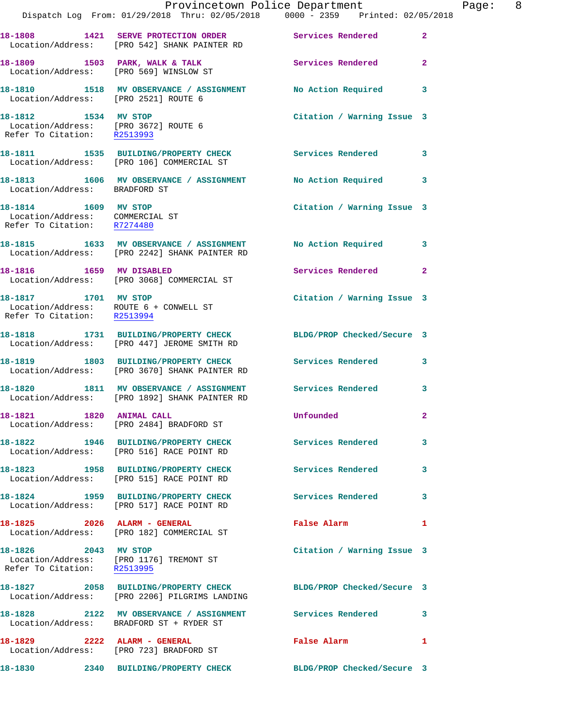18-1808 1421 SERVE PROTECTION ORDER Services Rendered 2
Location/Address: [PRO 542] SHANK PAINTER RD

18-1809 1503 PARK, WALK & TALK Services Rendered 2
Location/Address: [PRO 569] WINSLOW ST

18-1810 1518 MV OBSERVANCE / ASSIGNMENT No Action Required 3
Location/Address: [PRO 2521] ROUTE 6

18-1812 1534 MV STOP Citation / Warning Issue 3
Location/Address: [PRO 3672] ROUTE 6
Refer To Citation: R2513993

18-1811 1535 BUILDING/PROPERTY CHECK Services Rendered 3
Location/Address: [PRO 106] COMMERCIAL ST

18-1813 1606 MV OBSERVANCE / ASSIGNMENT No Action Required 3
Location/Address: BRADFORD ST

18-1814 1609 MV STOP Citation / Warning Issue 3
Location/Address: COMMERCIAL ST
Refer To Citation: R7274480

18-1815 1633 MV OBSERVANCE / ASSIGNMENT No Action Required 3
Location/Address: [PRO 2242] SHANK PAINTER RD

18-1816 1659 MV DISABLED Services Rendered 2
Location/Address: [PRO 3068] COMMERCIAL ST

18-1817 1701 MV STOP Citation / Warning Issue 3
Location/Address: ROUTE 6 + CONWELL ST
Refer To Citation: R2513994

18-1818 1731 BUILDING/PROPERTY CHECK BLDG/PROP Checked/Secure 3
Location/Address: [PRO 447] JEROME SMITH RD

18-1819 1803 BUILDING/PROPERTY CHECK Services Rendered 3
Location/Address: [PRO 3670] SHANK PAINTER RD

18-1820 1811 MV OBSERVANCE / ASSIGNMENT Services Rendered 3
Location/Address: [PRO 1892] SHANK PAINTER RD

18-1821 1820 ANIMAL CALL Unfounded 2
Location/Address: [PRO 2484] BRADFORD ST

18-1822 1946 BUILDING/PROPERTY CHECK Services Rendered 3
Location/Address: [PRO 516] RACE POINT RD

18-1823 1958 BUILDING/PROPERTY CHECK Services Rendered 3
Location/Address: [PRO 515] RACE POINT RD

18-1824 1959 BUILDING/PROPERTY CHECK Services Rendered 3
Location/Address: [PRO 517] RACE POINT RD

18-1825 2026 ALARM - GENERAL False Alarm 1
Location/Address: [PRO 182] COMMERCIAL ST

18-1826 2043 MV STOP Citation / Warning Issue 3
Location/Address: [PRO 1176] TREMONT ST
Refer To Citation: R2513995

18-1827 2058 BUILDING/PROPERTY CHECK BLDG/PROP Checked/Secure 3
Location/Address: [PRO 2206] PILGRIMS LANDING

18-1828 2122 MV OBSERVANCE / ASSIGNMENT Services Rendered 3
Location/Address: BRADFORD ST + RYDER ST

18-1829 2222 ALARM - GENERAL False Alarm 1
Location/Address: [PRO 723] BRADFORD ST

18-1830 2340 BUILDING/PROPERTY CHECK BLDG/PROP Checked/Secure 3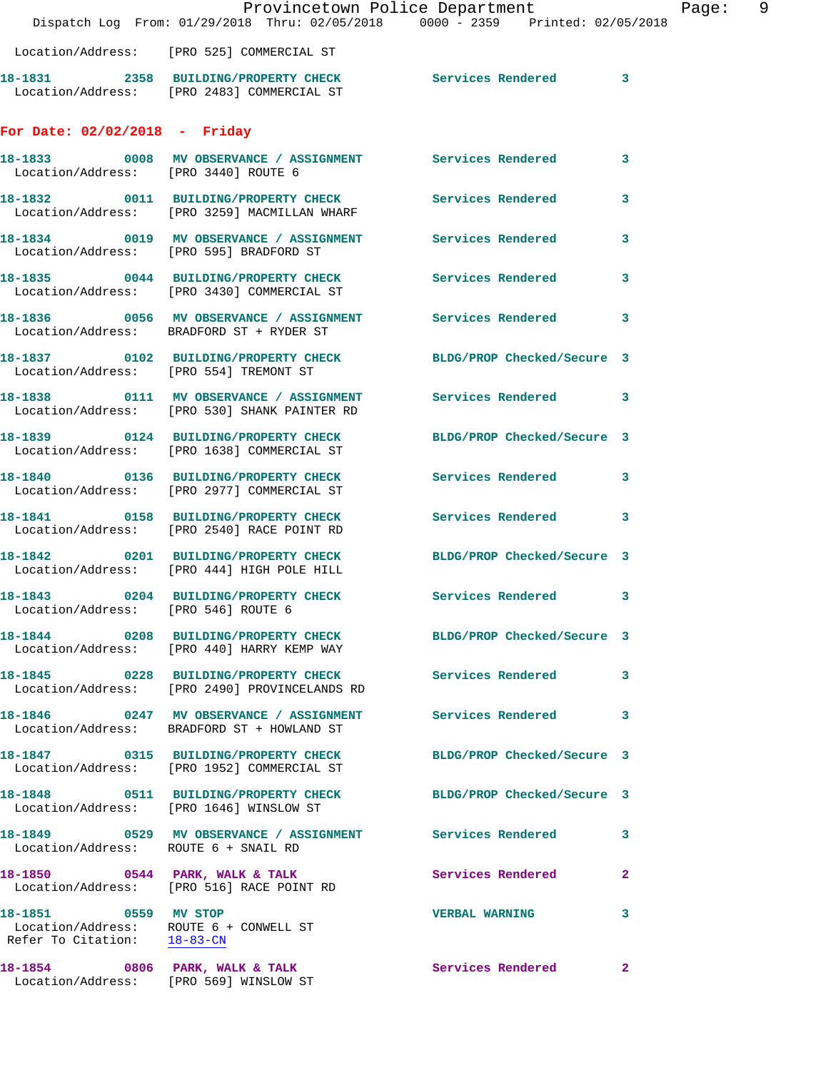Location/Address: [PRO 525] COMMERCIAL ST

**18-1831 2358 BUILDING/PROPERTY CHECK** Services Rendered 3
Location/Address: [PRO 2483] COMMERCIAL ST

## For Date: 02/02/2018 - Friday

**18-1833 0008 MV OBSERVANCE / ASSIGNMENT** Services Rendered 3
Location/Address: [PRO 3440] ROUTE 6

**18-1832 0011 BUILDING/PROPERTY CHECK** Services Rendered 3
Location/Address: [PRO 3259] MACMILLAN WHARF

**18-1834 0019 MV OBSERVANCE / ASSIGNMENT** Services Rendered 3
Location/Address: [PRO 595] BRADFORD ST

**18-1835 0044 BUILDING/PROPERTY CHECK** Services Rendered 3
Location/Address: [PRO 3430] COMMERCIAL ST

**18-1836 0056 MV OBSERVANCE / ASSIGNMENT** Services Rendered 3
Location/Address: BRADFORD ST + RYDER ST

**18-1837 0102 BUILDING/PROPERTY CHECK** BLDG/PROP Checked/Secure 3
Location/Address: [PRO 554] TREMONT ST

**18-1838 0111 MV OBSERVANCE / ASSIGNMENT** Services Rendered 3
Location/Address: [PRO 530] SHANK PAINTER RD

**18-1839 0124 BUILDING/PROPERTY CHECK** BLDG/PROP Checked/Secure 3
Location/Address: [PRO 1638] COMMERCIAL ST

**18-1840 0136 BUILDING/PROPERTY CHECK** Services Rendered 3
Location/Address: [PRO 2977] COMMERCIAL ST

**18-1841 0158 BUILDING/PROPERTY CHECK** Services Rendered 3
Location/Address: [PRO 2540] RACE POINT RD

**18-1842 0201 BUILDING/PROPERTY CHECK** BLDG/PROP Checked/Secure 3
Location/Address: [PRO 444] HIGH POLE HILL

**18-1843 0204 BUILDING/PROPERTY CHECK** Services Rendered 3
Location/Address: [PRO 546] ROUTE 6

**18-1844 0208 BUILDING/PROPERTY CHECK** BLDG/PROP Checked/Secure 3
Location/Address: [PRO 440] HARRY KEMP WAY

**18-1845 0228 BUILDING/PROPERTY CHECK** Services Rendered 3
Location/Address: [PRO 2490] PROVINCELANDS RD

**18-1846 0247 MV OBSERVANCE / ASSIGNMENT** Services Rendered 3
Location/Address: BRADFORD ST + HOWLAND ST

**18-1847 0315 BUILDING/PROPERTY CHECK** BLDG/PROP Checked/Secure 3
Location/Address: [PRO 1952] COMMERCIAL ST

**18-1848 0511 BUILDING/PROPERTY CHECK** BLDG/PROP Checked/Secure 3
Location/Address: [PRO 1646] WINSLOW ST

**18-1849 0529 MV OBSERVANCE / ASSIGNMENT** Services Rendered 3
Location/Address: ROUTE 6 + SNAIL RD

**18-1850 0544 PARK, WALK & TALK** Services Rendered 2
Location/Address: [PRO 516] RACE POINT RD

**18-1851 0559 MV STOP** VERBAL WARNING 3
Location/Address: ROUTE 6 + CONWELL ST
Refer To Citation: 18-83-CN

**18-1854 0806 PARK, WALK & TALK** Services Rendered 2
Location/Address: [PRO 569] WINSLOW ST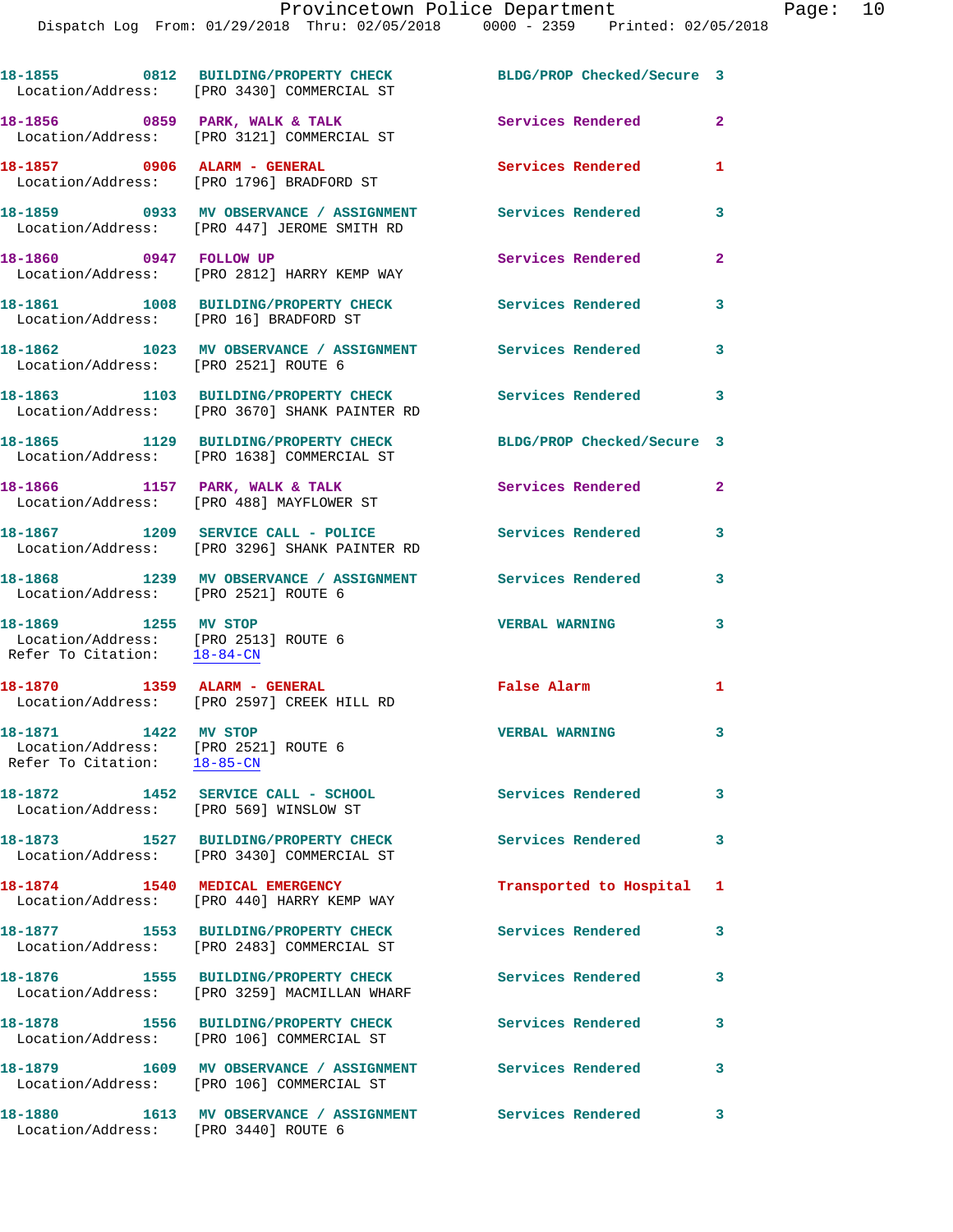18-1855 0812 BUILDING/PROPERTY CHECK BLDG/PROP Checked/Secure 3
Location/Address: [PRO 3430] COMMERCIAL ST

18-1856 0859 PARK, WALK & TALK Services Rendered 2
Location/Address: [PRO 3121] COMMERCIAL ST

18-1857 0906 ALARM - GENERAL Services Rendered 1
Location/Address: [PRO 1796] BRADFORD ST

18-1859 0933 MV OBSERVANCE / ASSIGNMENT Services Rendered 3
Location/Address: [PRO 447] JEROME SMITH RD

18-1860 0947 FOLLOW UP Services Rendered 2
Location/Address: [PRO 2812] HARRY KEMP WAY

18-1861 1008 BUILDING/PROPERTY CHECK Services Rendered 3
Location/Address: [PRO 16] BRADFORD ST

18-1862 1023 MV OBSERVANCE / ASSIGNMENT Services Rendered 3
Location/Address: [PRO 2521] ROUTE 6

18-1863 1103 BUILDING/PROPERTY CHECK Services Rendered 3
Location/Address: [PRO 3670] SHANK PAINTER RD

18-1865 1129 BUILDING/PROPERTY CHECK BLDG/PROP Checked/Secure 3
Location/Address: [PRO 1638] COMMERCIAL ST

18-1866 1157 PARK, WALK & TALK Services Rendered 2
Location/Address: [PRO 488] MAYFLOWER ST

18-1867 1209 SERVICE CALL - POLICE Services Rendered 3
Location/Address: [PRO 3296] SHANK PAINTER RD

18-1868 1239 MV OBSERVANCE / ASSIGNMENT Services Rendered 3
Location/Address: [PRO 2521] ROUTE 6

18-1869 1255 MV STOP VERBAL WARNING 3
Location/Address: [PRO 2513] ROUTE 6
Refer To Citation: 18-84-CN

18-1870 1359 ALARM - GENERAL False Alarm 1
Location/Address: [PRO 2597] CREEK HILL RD

18-1871 1422 MV STOP VERBAL WARNING 3
Location/Address: [PRO 2521] ROUTE 6
Refer To Citation: 18-85-CN

18-1872 1452 SERVICE CALL - SCHOOL Services Rendered 3
Location/Address: [PRO 569] WINSLOW ST

18-1873 1527 BUILDING/PROPERTY CHECK Services Rendered 3
Location/Address: [PRO 3430] COMMERCIAL ST

18-1874 1540 MEDICAL EMERGENCY Transported to Hospital 1
Location/Address: [PRO 440] HARRY KEMP WAY

18-1877 1553 BUILDING/PROPERTY CHECK Services Rendered 3
Location/Address: [PRO 2483] COMMERCIAL ST

18-1876 1555 BUILDING/PROPERTY CHECK Services Rendered 3
Location/Address: [PRO 3259] MACMILLAN WHARF

18-1878 1556 BUILDING/PROPERTY CHECK Services Rendered 3
Location/Address: [PRO 106] COMMERCIAL ST

18-1879 1609 MV OBSERVANCE / ASSIGNMENT Services Rendered 3
Location/Address: [PRO 106] COMMERCIAL ST

18-1880 1613 MV OBSERVANCE / ASSIGNMENT Services Rendered 3
Location/Address: [PRO 3440] ROUTE 6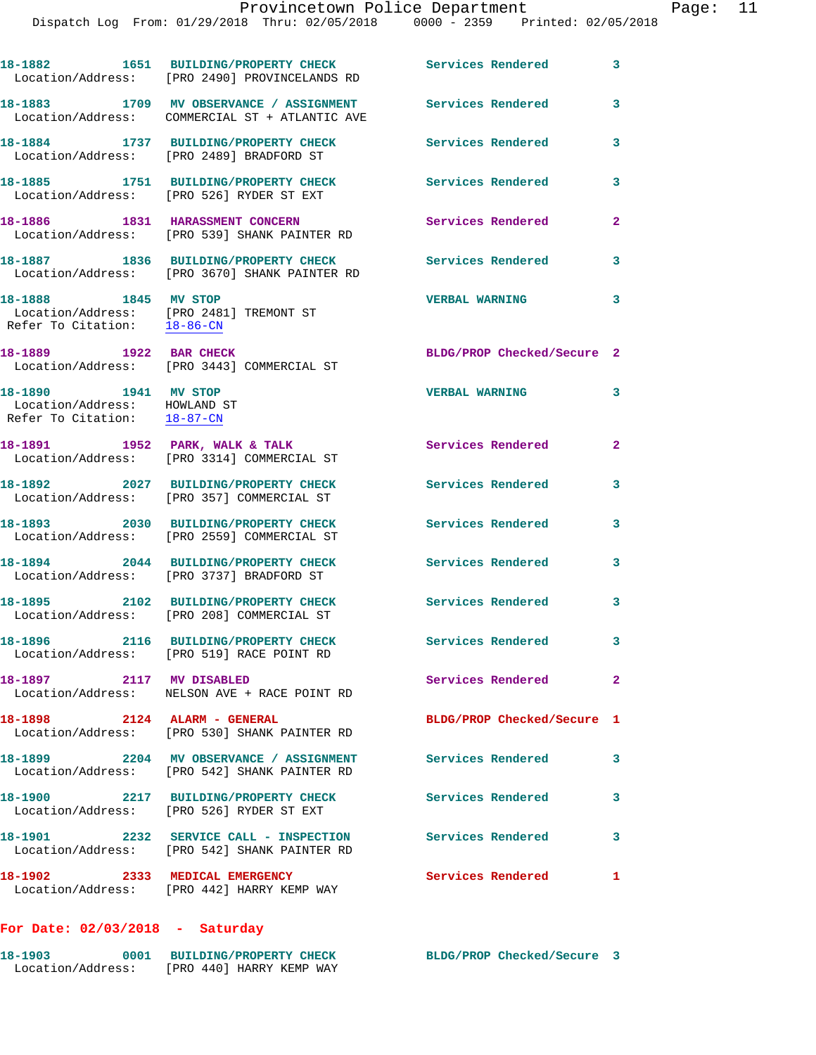18-1882 1651 BUILDING/PROPERTY CHECK Services Rendered 3
Location/Address: [PRO 2490] PROVINCELANDS RD

18-1883 1709 MV OBSERVANCE / ASSIGNMENT Services Rendered 3
Location/Address: COMMERCIAL ST + ATLANTIC AVE

18-1884 1737 BUILDING/PROPERTY CHECK Services Rendered 3
Location/Address: [PRO 2489] BRADFORD ST

18-1885 1751 BUILDING/PROPERTY CHECK Services Rendered 3
Location/Address: [PRO 526] RYDER ST EXT

18-1886 1831 HARASSMENT CONCERN Services Rendered 2
Location/Address: [PRO 539] SHANK PAINTER RD

18-1887 1836 BUILDING/PROPERTY CHECK Services Rendered 3
Location/Address: [PRO 3670] SHANK PAINTER RD

18-1888 1845 MV STOP VERBAL WARNING 3
Location/Address: [PRO 2481] TREMONT ST
Refer To Citation: 18-86-CN

18-1889 1922 BAR CHECK BLDG/PROP Checked/Secure 2
Location/Address: [PRO 3443] COMMERCIAL ST

18-1890 1941 MV STOP VERBAL WARNING 3
Location/Address: HOWLAND ST
Refer To Citation: 18-87-CN

18-1891 1952 PARK, WALK & TALK Services Rendered 2
Location/Address: [PRO 3314] COMMERCIAL ST

18-1892 2027 BUILDING/PROPERTY CHECK Services Rendered 3
Location/Address: [PRO 357] COMMERCIAL ST

18-1893 2030 BUILDING/PROPERTY CHECK Services Rendered 3
Location/Address: [PRO 2559] COMMERCIAL ST

18-1894 2044 BUILDING/PROPERTY CHECK Services Rendered 3
Location/Address: [PRO 3737] BRADFORD ST

18-1895 2102 BUILDING/PROPERTY CHECK Services Rendered 3
Location/Address: [PRO 208] COMMERCIAL ST

18-1896 2116 BUILDING/PROPERTY CHECK Services Rendered 3
Location/Address: [PRO 519] RACE POINT RD

18-1897 2117 MV DISABLED Services Rendered 2
Location/Address: NELSON AVE + RACE POINT RD

18-1898 2124 ALARM - GENERAL BLDG/PROP Checked/Secure 1
Location/Address: [PRO 530] SHANK PAINTER RD

18-1899 2204 MV OBSERVANCE / ASSIGNMENT Services Rendered 3
Location/Address: [PRO 542] SHANK PAINTER RD

18-1900 2217 BUILDING/PROPERTY CHECK Services Rendered 3
Location/Address: [PRO 526] RYDER ST EXT

18-1901 2232 SERVICE CALL - INSPECTION Services Rendered 3
Location/Address: [PRO 542] SHANK PAINTER RD

18-1902 2333 MEDICAL EMERGENCY Services Rendered 1
Location/Address: [PRO 442] HARRY KEMP WAY

**For Date: 02/03/2018 - Saturday**

18-1903 0001 BUILDING/PROPERTY CHECK BLDG/PROP Checked/Secure 3
Location/Address: [PRO 440] HARRY KEMP WAY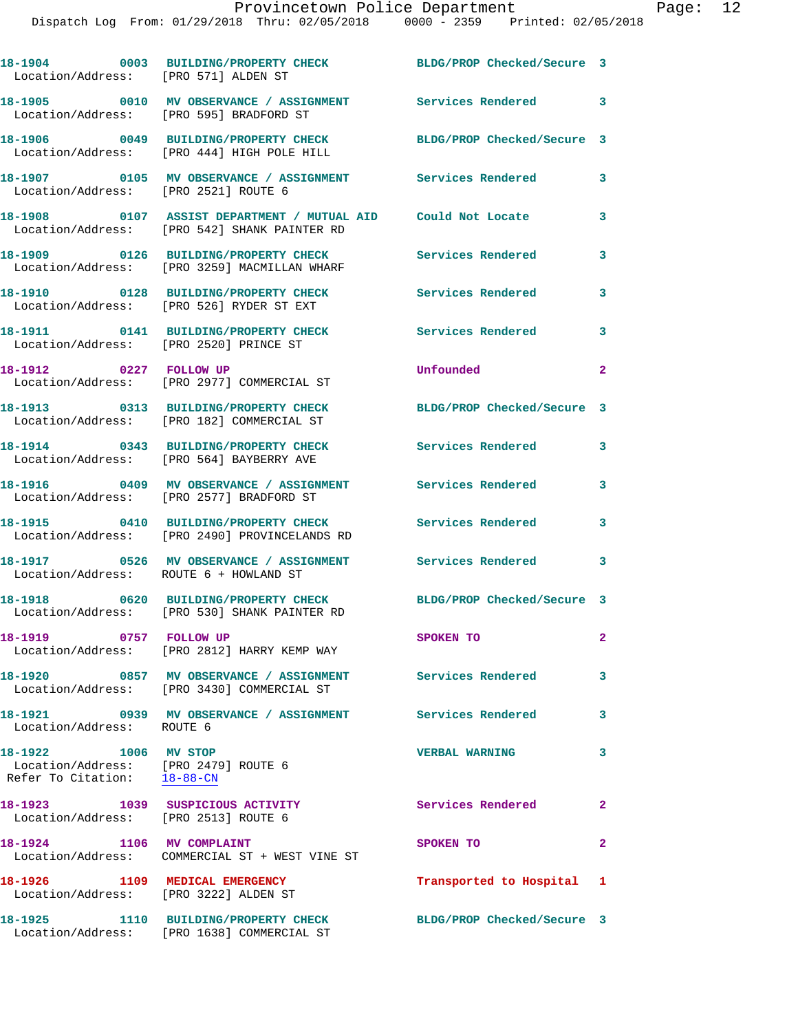```
18-1904        0003  BUILDING/PROPERTY CHECK          BLDG/PROP Checked/Secure  3
  Location/Address:    [PRO 571] ALDEN ST

18-1905        0010  MV OBSERVANCE / ASSIGNMENT       Services Rendered         3
  Location/Address:    [PRO 595] BRADFORD ST

18-1906        0049  BUILDING/PROPERTY CHECK          BLDG/PROP Checked/Secure  3
  Location/Address:    [PRO 444] HIGH POLE HILL

18-1907        0105  MV OBSERVANCE / ASSIGNMENT       Services Rendered         3
  Location/Address:    [PRO 2521] ROUTE 6

18-1908        0107  ASSIST DEPARTMENT / MUTUAL AID   Could Not Locate          3
  Location/Address:    [PRO 542] SHANK PAINTER RD

18-1909        0126  BUILDING/PROPERTY CHECK          Services Rendered         3
  Location/Address:    [PRO 3259] MACMILLAN WHARF

18-1910        0128  BUILDING/PROPERTY CHECK          Services Rendered         3
  Location/Address:    [PRO 526] RYDER ST EXT

18-1911        0141  BUILDING/PROPERTY CHECK          Services Rendered         3
  Location/Address:    [PRO 2520] PRINCE ST

18-1912        0227  FOLLOW UP                        Unfounded                 2
  Location/Address:    [PRO 2977] COMMERCIAL ST

18-1913        0313  BUILDING/PROPERTY CHECK          BLDG/PROP Checked/Secure  3
  Location/Address:    [PRO 182] COMMERCIAL ST

18-1914        0343  BUILDING/PROPERTY CHECK          Services Rendered         3
  Location/Address:    [PRO 564] BAYBERRY AVE

18-1916        0409  MV OBSERVANCE / ASSIGNMENT       Services Rendered         3
  Location/Address:    [PRO 2577] BRADFORD ST

18-1915        0410  BUILDING/PROPERTY CHECK          Services Rendered         3
  Location/Address:    [PRO 2490] PROVINCELANDS RD

18-1917        0526  MV OBSERVANCE / ASSIGNMENT       Services Rendered         3
  Location/Address:    ROUTE 6 + HOWLAND ST

18-1918        0620  BUILDING/PROPERTY CHECK          BLDG/PROP Checked/Secure  3
  Location/Address:    [PRO 530] SHANK PAINTER RD

18-1919        0757  FOLLOW UP                        SPOKEN TO                 2
  Location/Address:    [PRO 2812] HARRY KEMP WAY

18-1920        0857  MV OBSERVANCE / ASSIGNMENT       Services Rendered         3
  Location/Address:    [PRO 3430] COMMERCIAL ST

18-1921        0939  MV OBSERVANCE / ASSIGNMENT       Services Rendered         3
  Location/Address:    ROUTE 6

18-1922        1006  MV STOP                          VERBAL WARNING            3
  Location/Address:    [PRO 2479] ROUTE 6
  Refer To Citation:   18-88-CN

18-1923        1039  SUSPICIOUS ACTIVITY              Services Rendered         2
  Location/Address:    [PRO 2513] ROUTE 6

18-1924        1106  MV COMPLAINT                     SPOKEN TO                 2
  Location/Address:    COMMERCIAL ST + WEST VINE ST

18-1926        1109  MEDICAL EMERGENCY                Transported to Hospital   1
  Location/Address:    [PRO 3222] ALDEN ST

18-1925        1110  BUILDING/PROPERTY CHECK          BLDG/PROP Checked/Secure  3
  Location/Address:    [PRO 1638] COMMERCIAL ST
```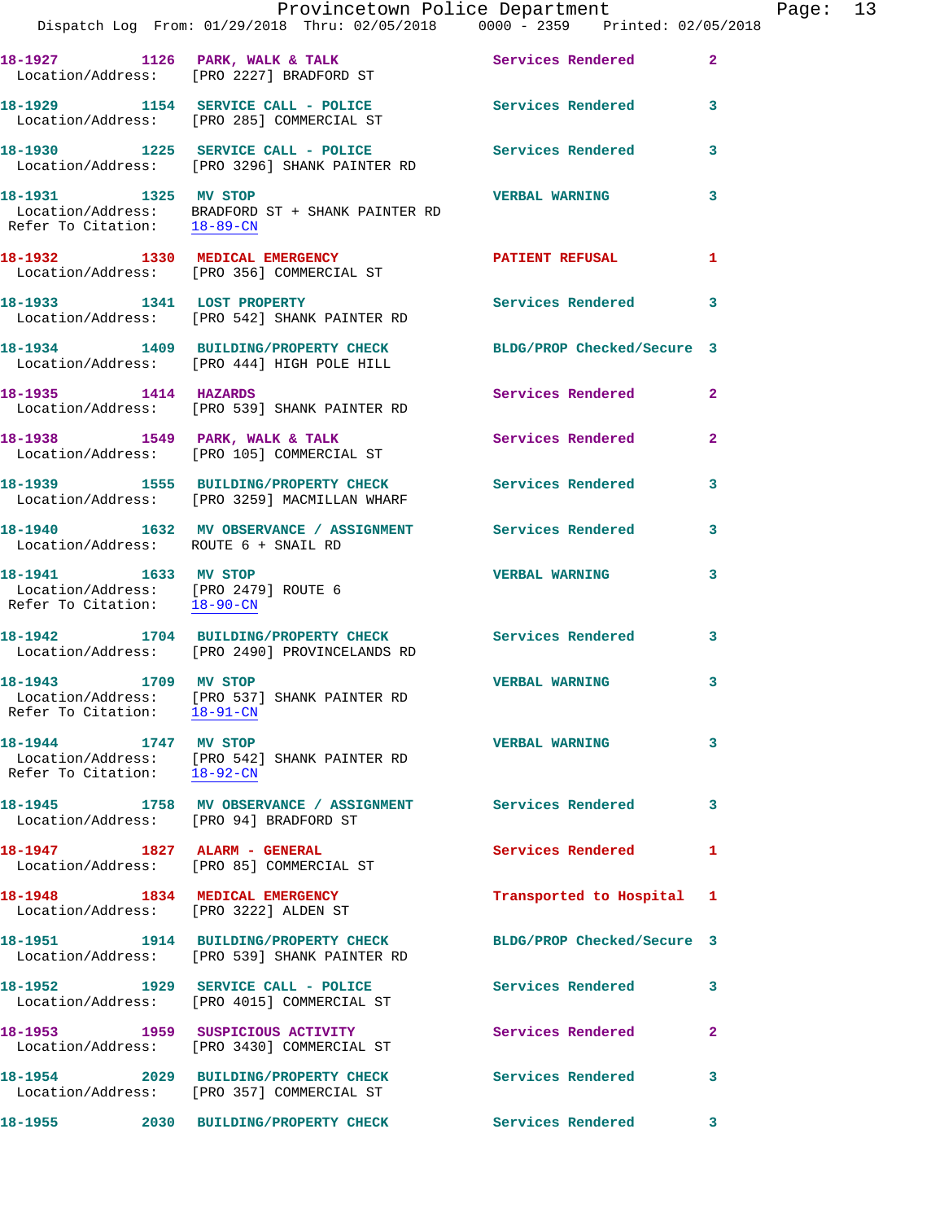18-1927 1126 PARK, WALK & TALK Services Rendered 2
Location/Address: [PRO 2227] BRADFORD ST

18-1929 1154 SERVICE CALL - POLICE Services Rendered 3
Location/Address: [PRO 285] COMMERCIAL ST

18-1930 1225 SERVICE CALL - POLICE Services Rendered 3
Location/Address: [PRO 3296] SHANK PAINTER RD

18-1931 1325 MV STOP VERBAL WARNING 3
Location/Address: BRADFORD ST + SHANK PAINTER RD
Refer To Citation: 18-89-CN

18-1932 1330 MEDICAL EMERGENCY PATIENT REFUSAL 1
Location/Address: [PRO 356] COMMERCIAL ST

18-1933 1341 LOST PROPERTY Services Rendered 3
Location/Address: [PRO 542] SHANK PAINTER RD

18-1934 1409 BUILDING/PROPERTY CHECK BLDG/PROP Checked/Secure 3
Location/Address: [PRO 444] HIGH POLE HILL

18-1935 1414 HAZARDS Services Rendered 2
Location/Address: [PRO 539] SHANK PAINTER RD

18-1938 1549 PARK, WALK & TALK Services Rendered 2
Location/Address: [PRO 105] COMMERCIAL ST

18-1939 1555 BUILDING/PROPERTY CHECK Services Rendered 3
Location/Address: [PRO 3259] MACMILLAN WHARF

18-1940 1632 MV OBSERVANCE / ASSIGNMENT Services Rendered 3
Location/Address: ROUTE 6 + SNAIL RD

18-1941 1633 MV STOP VERBAL WARNING 3
Location/Address: [PRO 2479] ROUTE 6
Refer To Citation: 18-90-CN

18-1942 1704 BUILDING/PROPERTY CHECK Services Rendered 3
Location/Address: [PRO 2490] PROVINCELANDS RD

18-1943 1709 MV STOP VERBAL WARNING 3
Location/Address: [PRO 537] SHANK PAINTER RD
Refer To Citation: 18-91-CN

18-1944 1747 MV STOP VERBAL WARNING 3
Location/Address: [PRO 542] SHANK PAINTER RD
Refer To Citation: 18-92-CN

18-1945 1758 MV OBSERVANCE / ASSIGNMENT Services Rendered 3
Location/Address: [PRO 94] BRADFORD ST

18-1947 1827 ALARM - GENERAL Services Rendered 1
Location/Address: [PRO 85] COMMERCIAL ST

18-1948 1834 MEDICAL EMERGENCY Transported to Hospital 1
Location/Address: [PRO 3222] ALDEN ST

18-1951 1914 BUILDING/PROPERTY CHECK BLDG/PROP Checked/Secure 3
Location/Address: [PRO 539] SHANK PAINTER RD

18-1952 1929 SERVICE CALL - POLICE Services Rendered 3
Location/Address: [PRO 4015] COMMERCIAL ST

18-1953 1959 SUSPICIOUS ACTIVITY Services Rendered 2
Location/Address: [PRO 3430] COMMERCIAL ST

18-1954 2029 BUILDING/PROPERTY CHECK Services Rendered 3
Location/Address: [PRO 357] COMMERCIAL ST

18-1955 2030 BUILDING/PROPERTY CHECK Services Rendered 3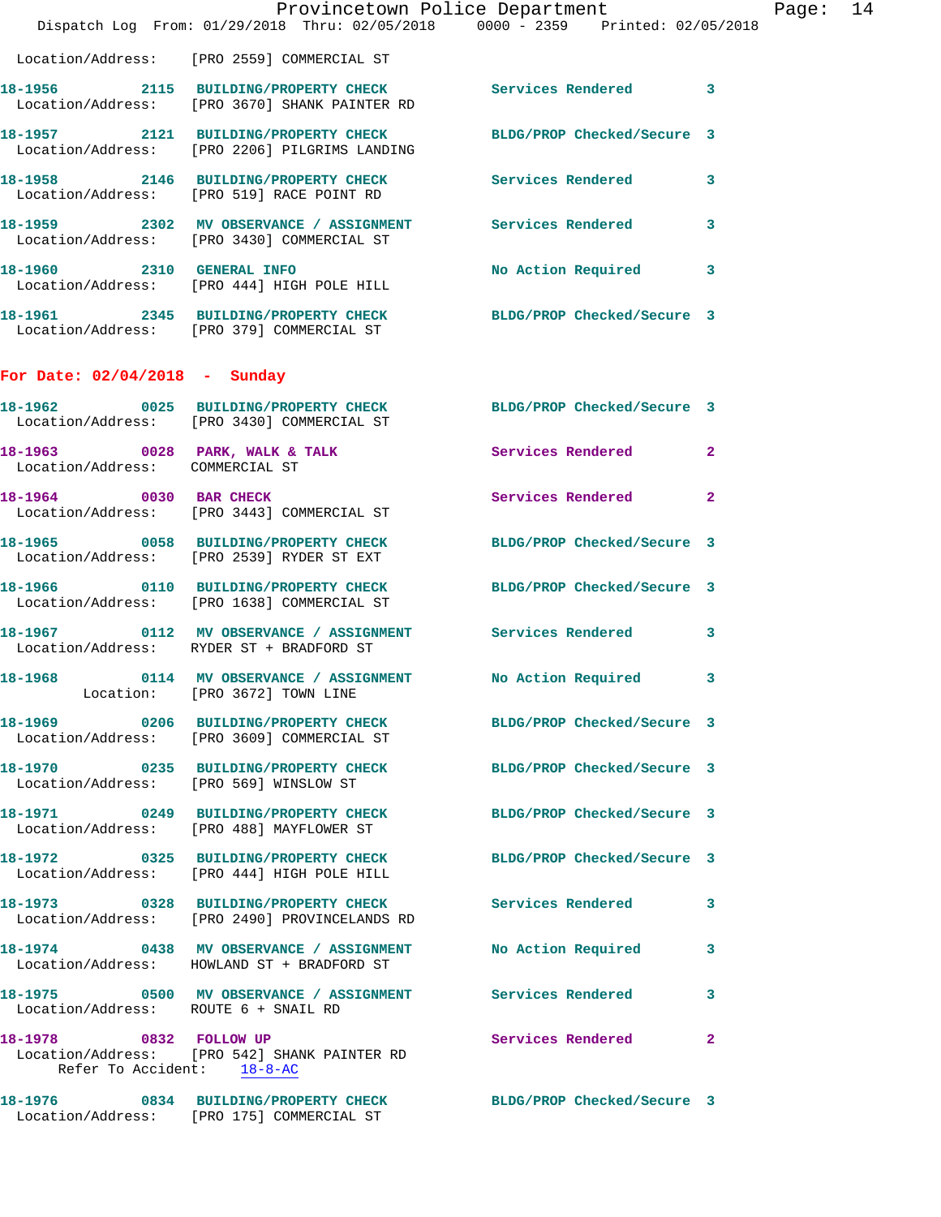Location/Address: [PRO 2559] COMMERCIAL ST

18-1956 2115 BUILDING/PROPERTY CHECK Services Rendered 3
Location/Address: [PRO 3670] SHANK PAINTER RD

18-1957 2121 BUILDING/PROPERTY CHECK BLDG/PROP Checked/Secure 3
Location/Address: [PRO 2206] PILGRIMS LANDING

18-1958 2146 BUILDING/PROPERTY CHECK Services Rendered 3
Location/Address: [PRO 519] RACE POINT RD

18-1959 2302 MV OBSERVANCE / ASSIGNMENT Services Rendered 3
Location/Address: [PRO 3430] COMMERCIAL ST

18-1960 2310 GENERAL INFO No Action Required 3
Location/Address: [PRO 444] HIGH POLE HILL

18-1961 2345 BUILDING/PROPERTY CHECK BLDG/PROP Checked/Secure 3
Location/Address: [PRO 379] COMMERCIAL ST

**For Date: 02/04/2018 - Sunday**

18-1962 0025 BUILDING/PROPERTY CHECK BLDG/PROP Checked/Secure 3
Location/Address: [PRO 3430] COMMERCIAL ST

18-1963 0028 PARK, WALK & TALK Services Rendered 2
Location/Address: COMMERCIAL ST

18-1964 0030 BAR CHECK Services Rendered 2
Location/Address: [PRO 3443] COMMERCIAL ST

18-1965 0058 BUILDING/PROPERTY CHECK BLDG/PROP Checked/Secure 3
Location/Address: [PRO 2539] RYDER ST EXT

18-1966 0110 BUILDING/PROPERTY CHECK BLDG/PROP Checked/Secure 3
Location/Address: [PRO 1638] COMMERCIAL ST

18-1967 0112 MV OBSERVANCE / ASSIGNMENT Services Rendered 3
Location/Address: RYDER ST + BRADFORD ST

18-1968 0114 MV OBSERVANCE / ASSIGNMENT No Action Required 3
Location: [PRO 3672] TOWN LINE

18-1969 0206 BUILDING/PROPERTY CHECK BLDG/PROP Checked/Secure 3
Location/Address: [PRO 3609] COMMERCIAL ST

18-1970 0235 BUILDING/PROPERTY CHECK BLDG/PROP Checked/Secure 3
Location/Address: [PRO 569] WINSLOW ST

18-1971 0249 BUILDING/PROPERTY CHECK BLDG/PROP Checked/Secure 3
Location/Address: [PRO 488] MAYFLOWER ST

18-1972 0325 BUILDING/PROPERTY CHECK BLDG/PROP Checked/Secure 3
Location/Address: [PRO 444] HIGH POLE HILL

18-1973 0328 BUILDING/PROPERTY CHECK Services Rendered 3
Location/Address: [PRO 2490] PROVINCELANDS RD

18-1974 0438 MV OBSERVANCE / ASSIGNMENT No Action Required 3
Location/Address: HOWLAND ST + BRADFORD ST

18-1975 0500 MV OBSERVANCE / ASSIGNMENT Services Rendered 3
Location/Address: ROUTE 6 + SNAIL RD

18-1978 0832 FOLLOW UP Services Rendered 2
Location/Address: [PRO 542] SHANK PAINTER RD
Refer To Accident: 18-8-AC

18-1976 0834 BUILDING/PROPERTY CHECK BLDG/PROP Checked/Secure 3
Location/Address: [PRO 175] COMMERCIAL ST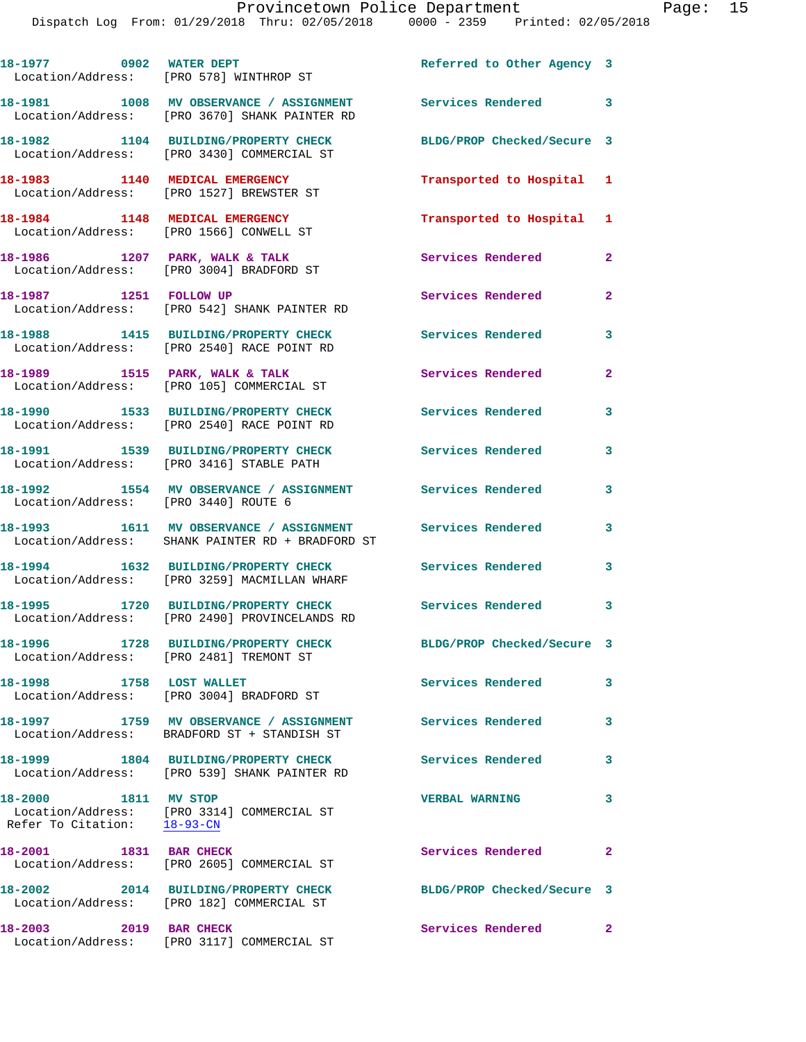18-1977 0902 WATER DEPT Referred to Other Agency 3
Location/Address: [PRO 578] WINTHROP ST

18-1981 1008 MV OBSERVANCE / ASSIGNMENT Services Rendered 3
Location/Address: [PRO 3670] SHANK PAINTER RD

18-1982 1104 BUILDING/PROPERTY CHECK BLDG/PROP Checked/Secure 3
Location/Address: [PRO 3430] COMMERCIAL ST

18-1983 1140 MEDICAL EMERGENCY Transported to Hospital 1
Location/Address: [PRO 1527] BREWSTER ST

18-1984 1148 MEDICAL EMERGENCY Transported to Hospital 1
Location/Address: [PRO 1566] CONWELL ST

18-1986 1207 PARK, WALK & TALK Services Rendered 2
Location/Address: [PRO 3004] BRADFORD ST

18-1987 1251 FOLLOW UP Services Rendered 2
Location/Address: [PRO 542] SHANK PAINTER RD

18-1988 1415 BUILDING/PROPERTY CHECK Services Rendered 3
Location/Address: [PRO 2540] RACE POINT RD

18-1989 1515 PARK, WALK & TALK Services Rendered 2
Location/Address: [PRO 105] COMMERCIAL ST

18-1990 1533 BUILDING/PROPERTY CHECK Services Rendered 3
Location/Address: [PRO 2540] RACE POINT RD

18-1991 1539 BUILDING/PROPERTY CHECK Services Rendered 3
Location/Address: [PRO 3416] STABLE PATH

18-1992 1554 MV OBSERVANCE / ASSIGNMENT Services Rendered 3
Location/Address: [PRO 3440] ROUTE 6

18-1993 1611 MV OBSERVANCE / ASSIGNMENT Services Rendered 3
Location/Address: SHANK PAINTER RD + BRADFORD ST

18-1994 1632 BUILDING/PROPERTY CHECK Services Rendered 3
Location/Address: [PRO 3259] MACMILLAN WHARF

18-1995 1720 BUILDING/PROPERTY CHECK Services Rendered 3
Location/Address: [PRO 2490] PROVINCELANDS RD

18-1996 1728 BUILDING/PROPERTY CHECK BLDG/PROP Checked/Secure 3
Location/Address: [PRO 2481] TREMONT ST

18-1998 1758 LOST WALLET Services Rendered 3
Location/Address: [PRO 3004] BRADFORD ST

18-1997 1759 MV OBSERVANCE / ASSIGNMENT Services Rendered 3
Location/Address: BRADFORD ST + STANDISH ST

18-1999 1804 BUILDING/PROPERTY CHECK Services Rendered 3
Location/Address: [PRO 539] SHANK PAINTER RD

18-2000 1811 MV STOP VERBAL WARNING 3
Location/Address: [PRO 3314] COMMERCIAL ST
Refer To Citation: 18-93-CN

18-2001 1831 BAR CHECK Services Rendered 2
Location/Address: [PRO 2605] COMMERCIAL ST

18-2002 2014 BUILDING/PROPERTY CHECK BLDG/PROP Checked/Secure 3
Location/Address: [PRO 182] COMMERCIAL ST

18-2003 2019 BAR CHECK Services Rendered 2
Location/Address: [PRO 3117] COMMERCIAL ST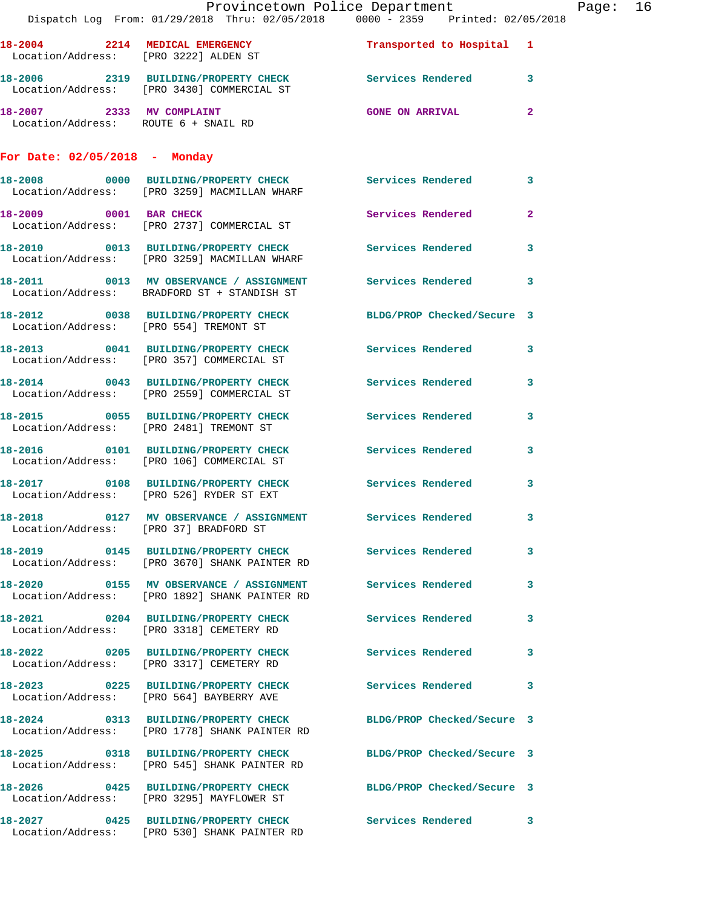18-2004 2214 MEDICAL EMERGENCY Transported to Hospital 1
Location/Address: [PRO 3222] ALDEN ST

18-2006 2319 BUILDING/PROPERTY CHECK Services Rendered 3
Location/Address: [PRO 3430] COMMERCIAL ST

18-2007 2333 MV COMPLAINT GONE ON ARRIVAL 2
Location/Address: ROUTE 6 + SNAIL RD

## For Date: 02/05/2018 - Monday

18-2008 0000 BUILDING/PROPERTY CHECK Services Rendered 3
Location/Address: [PRO 3259] MACMILLAN WHARF

18-2009 0001 BAR CHECK Services Rendered 2
Location/Address: [PRO 2737] COMMERCIAL ST

18-2010 0013 BUILDING/PROPERTY CHECK Services Rendered 3
Location/Address: [PRO 3259] MACMILLAN WHARF

18-2011 0013 MV OBSERVANCE / ASSIGNMENT Services Rendered 3
Location/Address: BRADFORD ST + STANDISH ST

18-2012 0038 BUILDING/PROPERTY CHECK BLDG/PROP Checked/Secure 3
Location/Address: [PRO 554] TREMONT ST

18-2013 0041 BUILDING/PROPERTY CHECK Services Rendered 3
Location/Address: [PRO 357] COMMERCIAL ST

18-2014 0043 BUILDING/PROPERTY CHECK Services Rendered 3
Location/Address: [PRO 2559] COMMERCIAL ST

18-2015 0055 BUILDING/PROPERTY CHECK Services Rendered 3
Location/Address: [PRO 2481] TREMONT ST

18-2016 0101 BUILDING/PROPERTY CHECK Services Rendered 3
Location/Address: [PRO 106] COMMERCIAL ST

18-2017 0108 BUILDING/PROPERTY CHECK Services Rendered 3
Location/Address: [PRO 526] RYDER ST EXT

18-2018 0127 MV OBSERVANCE / ASSIGNMENT Services Rendered 3
Location/Address: [PRO 37] BRADFORD ST

18-2019 0145 BUILDING/PROPERTY CHECK Services Rendered 3
Location/Address: [PRO 3670] SHANK PAINTER RD

18-2020 0155 MV OBSERVANCE / ASSIGNMENT Services Rendered 3
Location/Address: [PRO 1892] SHANK PAINTER RD

18-2021 0204 BUILDING/PROPERTY CHECK Services Rendered 3
Location/Address: [PRO 3318] CEMETERY RD

18-2022 0205 BUILDING/PROPERTY CHECK Services Rendered 3
Location/Address: [PRO 3317] CEMETERY RD

18-2023 0225 BUILDING/PROPERTY CHECK Services Rendered 3
Location/Address: [PRO 564] BAYBERRY AVE

18-2024 0313 BUILDING/PROPERTY CHECK BLDG/PROP Checked/Secure 3
Location/Address: [PRO 1778] SHANK PAINTER RD

18-2025 0318 BUILDING/PROPERTY CHECK BLDG/PROP Checked/Secure 3
Location/Address: [PRO 545] SHANK PAINTER RD

18-2026 0425 BUILDING/PROPERTY CHECK BLDG/PROP Checked/Secure 3
Location/Address: [PRO 3295] MAYFLOWER ST

18-2027 0425 BUILDING/PROPERTY CHECK Services Rendered 3
Location/Address: [PRO 530] SHANK PAINTER RD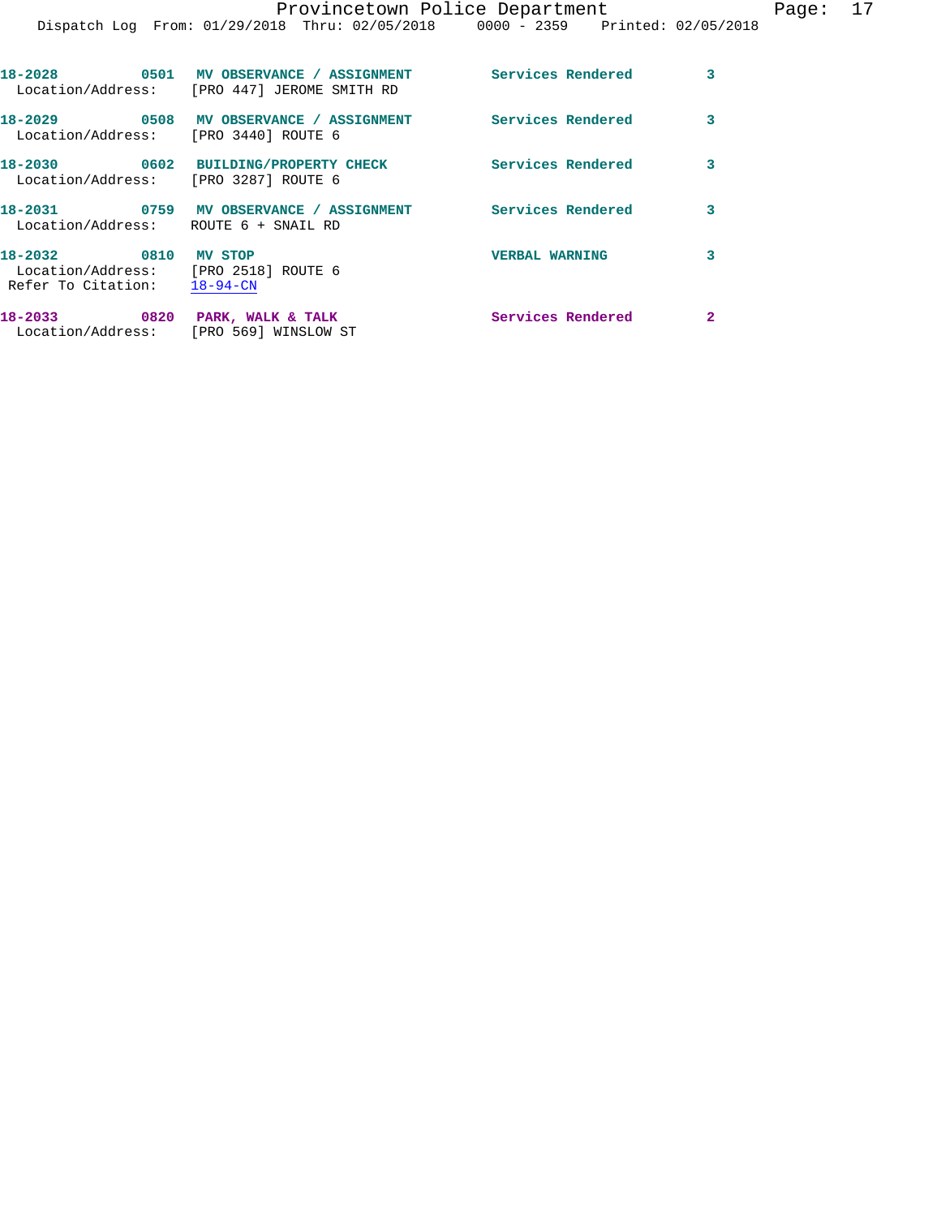**18-2028** 0501 **MV OBSERVANCE / ASSIGNMENT** Services Rendered 3
Location/Address: [PRO 447] JEROME SMITH RD

**18-2029** 0508 **MV OBSERVANCE / ASSIGNMENT** Services Rendered 3
Location/Address: [PRO 3440] ROUTE 6

**18-2030** 0602 **BUILDING/PROPERTY CHECK** Services Rendered 3
Location/Address: [PRO 3287] ROUTE 6

**18-2031** 0759 **MV OBSERVANCE / ASSIGNMENT** Services Rendered 3
Location/Address: ROUTE 6 + SNAIL RD

**18-2032** 0810 **MV STOP** VERBAL WARNING 3
Location/Address: [PRO 2518] ROUTE 6
Refer To Citation: 18-94-CN

**18-2033** 0820 **PARK, WALK & TALK** Services Rendered 2
Location/Address: [PRO 569] WINSLOW ST